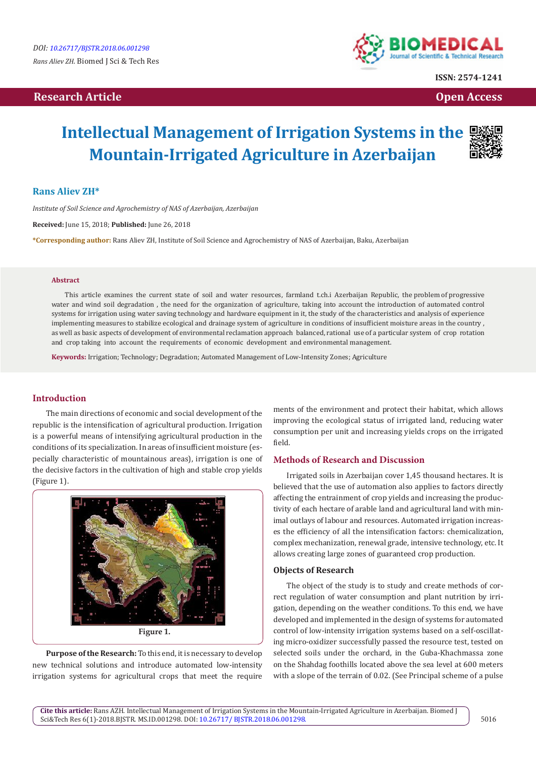DOI: 10.26717/BJSTR.2018.06.001298

*Rans Aliev ZH.* Biomed J Sci & Tech Res

ISSN: 2574-1241

**Research Article** | **Open Access**

# Intellectual Management of Irrigation Systems in the Mountain-Irrigated Agriculture in Azerbaijan

**Rans Aliev ZH***

*Institute of Soil Science and Agrochemistry of NAS of Azerbaijan, Azerbaijan*

**Received:** June 15, 2018; **Published:** June 26, 2018

***Corresponding author:** Rans Aliev ZH, Institute of Soil Science and Agrochemistry of NAS of Azerbaijan, Baku, Azerbaijan

## Abstract

This article examines the current state of soil and water resources, farmland t.ch.i Azerbaijan Republic, the problem of progressive water and wind soil degradation , the need for the organization of agriculture, taking into account the introduction of automated control systems for irrigation using water saving technology and hardware equipment in it, the study of the characteristics and analysis of experience implementing measures to stabilize ecological and drainage system of agriculture in conditions of insufficient moisture areas in the country , as well as basic aspects of development of environmental reclamation approach balanced, rational use of a particular system of crop rotation and crop taking into account the requirements of economic development and environmental management.

**Keywords:** Irrigation; Technology; Degradation; Automated Management of Low-Intensity Zones; Agriculture

## Introduction

The main directions of economic and social development of the republic is the intensification of agricultural production. Irrigation is a powerful means of intensifying agricultural production in the conditions of its specialization. In areas of insufficient moisture (especially characteristic of mountainous areas), irrigation is one of the decisive factors in the cultivation of high and stable crop yields (Figure 1).

**Figure 1.**

**Purpose of the Research:** To this end, it is necessary to develop new technical solutions and introduce automated low-intensity irrigation systems for agricultural crops that meet the requirements of the environment and protect their habitat, which allows improving the ecological status of irrigated land, reducing water consumption per unit and increasing yields crops on the irrigated field.

## Methods of Research and Discussion

Irrigated soils in Azerbaijan cover 1,45 thousand hectares. It is believed that the use of automation also applies to factors directly affecting the entrainment of crop yields and increasing the productivity of each hectare of arable land and agricultural land with minimal outlays of labour and resources. Automated irrigation increases the efficiency of all the intensification factors: chemicalization, complex mechanization, renewal grade, intensive technology, etc. It allows creating large zones of guaranteed crop production.

### Objects of Research

The object of the study is to study and create methods of correct regulation of water consumption and plant nutrition by irrigation, depending on the weather conditions. To this end, we have developed and implemented in the design of systems for automated control of low-intensity irrigation systems based on a self-oscillating micro-oxidizer successfully passed the resource test, tested on selected soils under the orchard, in the Guba-Khachmassa zone on the Shahdag foothills located above the sea level at 600 meters with a slope of the terrain of 0.02. (See Principal scheme of a pulse

**Cite this article:** Rans AZH. Intellectual Management of Irrigation Systems in the Mountain-Irrigated Agriculture in Azerbaijan. Biomed J Sci&Tech Res 6(1)-2018.BJSTR. MS.ID.001298. DOI: 10.26717/ BJSTR.2018.06.001298.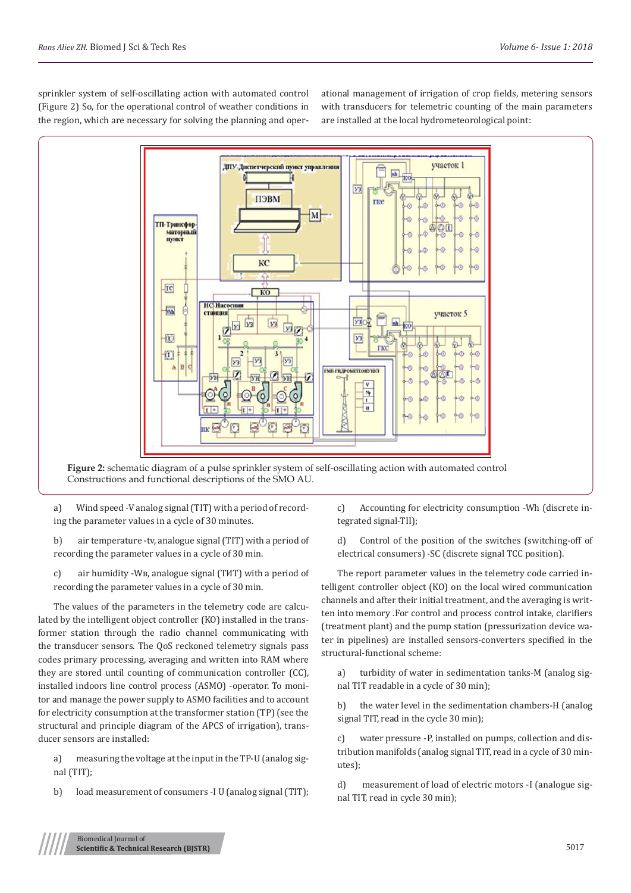sprinkler system of self-oscillating action with automated control (Figure 2) So, for the operational control of weather conditions in the region, which are necessary for solving the planning and operational management of irrigation of crop fields, metering sensors with transducers for telemetric counting of the main parameters are installed at the local hydrometeorological point:

**Figure 2:** schematic diagram of a pulse sprinkler system of self-oscillating action with automated control Constructions and functional descriptions of the SMO AU.

a) Wind speed -V analog signal (TIT) with a period of recording the parameter values in a cycle of 30 minutes.

b) air temperature -tv, analogue signal (TIT) with a period of recording the parameter values in a cycle of 30 min.

c) air humidity -Wв, analogue signal (ТИТ) with a period of recording the parameter values in a cycle of 30 min.

The values of the parameters in the telemetry code are calculated by the intelligent object controller (KO) installed in the transformer station through the radio channel communicating with the transducer sensors. The QoS reckoned telemetry signals pass codes primary processing, averaging and written into RAM where they are stored until counting of communication controller (CC), installed indoors line control process (ASMO) -operator. To monitor and manage the power supply to ASMO facilities and to account for electricity consumption at the transformer station (TP) (see the structural and principle diagram of the APCS of irrigation), transducer sensors are installed:

a) measuring the voltage at the input in the TP-U (analog signal (TIT);

b) load measurement of consumers -I U (analog signal (TIT);

c) Accounting for electricity consumption -Wh (discrete integrated signal-TII);

d) Control of the position of the switches (switching-off of electrical consumers) -SC (discrete signal TCC position).

The report parameter values in the telemetry code carried intelligent controller object (KO) on the local wired communication channels and after their initial treatment, and the averaging is written into memory .For control and process control intake, clarifiers (treatment plant) and the pump station (pressurization device water in pipelines) are installed sensors-converters specified in the structural scheme:

a) turbidity of water in sedimentation tanks-M (analog signal TIT readable in a cycle of 30 min);

b) the water level in the sedimentation chambers-H (analog signal TIT, read in the cycle 30 min);

c) water pressure -P, installed on pumps, collection and distribution manifolds (analog signal TIT, read in a cycle of 30 minutes);

d) measurement of load of electric motors -I (analogue signal TIT, read in cycle 30 min);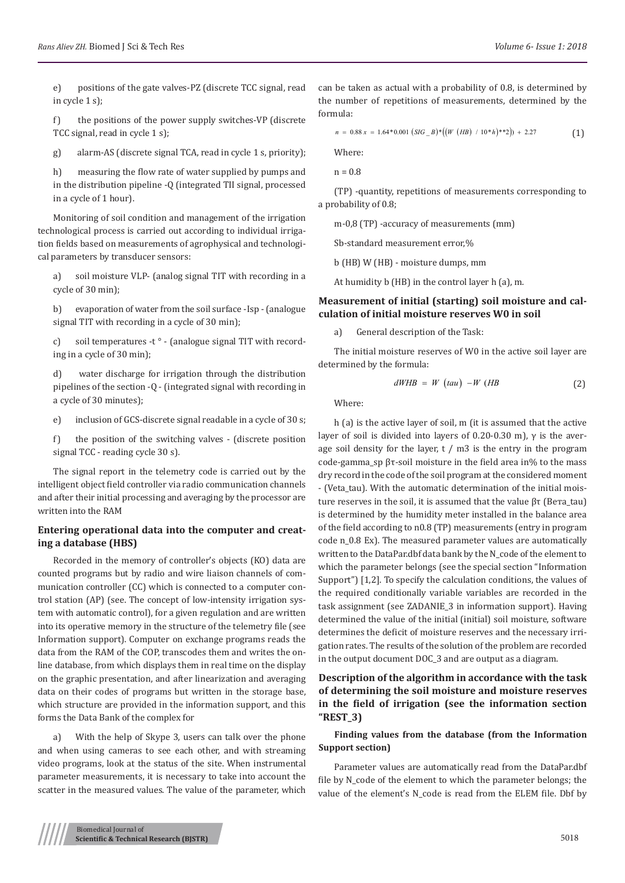e) positions of the gate valves-PZ (discrete TCC signal, read in cycle 1 s);

f) the positions of the power supply switches-VP (discrete TCC signal, read in cycle 1 s);

g) alarm-AS (discrete signal TCA, read in cycle 1 s, priority);

h) measuring the flow rate of water supplied by pumps and in the distribution pipeline -Q (integrated TII signal, processed in a cycle of 1 hour).

Monitoring of soil condition and management of the irrigation technological process is carried out according to individual irrigation fields based on measurements of agrophysical and technological parameters by transducer sensors:

a) soil moisture VLP- (analog signal TIT with recording in a cycle of 30 min);

b) evaporation of water from the soil surface -Isp - (analogue signal TIT with recording in a cycle of 30 min);

c) soil temperatures -t ° - (analogue signal TIT with recording in a cycle of 30 min);

d) water discharge for irrigation through the distribution pipelines of the section -Q - (integrated signal with recording in a cycle of 30 minutes);

e) inclusion of GCS-discrete signal readable in a cycle of 30 s;

f) the position of the switching valves - (discrete position signal TCC - reading cycle 30 s).

The signal report in the telemetry code is carried out by the intelligent object field controller via radio communication channels and after their initial processing and averaging by the processor are written into the RAM

## Entering operational data into the computer and creating a database (HBS)

Recorded in the memory of controller's objects (KO) data are counted programs but by radio and wire liaison channels of communication controller (CC) which is connected to a computer control station (AP) (see. The concept of low-intensity irrigation system with automatic control), for a given regulation and are written into its operative memory in the structure of the telemetry file (see Information support). Computer on exchange programs reads the data from the RAM of the COP, transcodes them and writes the online database, from which displays them in real time on the display on the graphic presentation, and after linearization and averaging data on their codes of programs but written in the storage base, which structure are provided in the information support, and this forms the Data Bank of the complex for

a) With the help of Skype 3, users can talk over the phone and when using cameras to see each other, and with streaming video programs, look at the status of the site. When instrumental parameter measurements, it is necessary to take into account the scatter in the measured values. The value of the parameter, which can be taken as actual with a probability of 0.8, is determined by the number of repetitions of measurements, determined by the formula:

$$n = 0.88x = 1.64*0.001\,(SIG\_B)*((W\ (HB)\ /\ 10*h)**2)) + 2.27 \tag{1}$$

Where:

n = 0.8

(TP) -quantity, repetitions of measurements corresponding to a probability of 0.8;

m-0,8 (TP) -accuracy of measurements (mm)

Sb-standard measurement error,%

b (HB) W (HB) - moisture dumps, mm

At humidity b (HB) in the control layer h (a), m.

## Measurement of initial (starting) soil moisture and calculation of initial moisture reserves W0 in soil

a) General description of the Task:

The initial moisture reserves of W0 in the active soil layer are determined by the formula:

$$dWHB = W\ (tau) - W\ (HB \tag{2}$$

Where:

h (a) is the active layer of soil, m (it is assumed that the active layer of soil is divided into layers of 0.20-0.30 m), γ is the average soil density for the layer, t / m3 is the entry in the program code-gamma_sp βτ-soil moisture in the field area in% to the mass dry record in the code of the soil program at the considered moment - (Veta_tau). With the automatic determination of the initial moisture reserves in the soil, it is assumed that the value βτ (Beта_tau) is determined by the humidity meter installed in the balance area of the field according to n0.8 (TP) measurements (entry in program code n_0.8 Ex). The measured parameter values are automatically written to the DataPar.dbf data bank by the N_code of the element to which the parameter belongs (see the special section "Information Support") [1,2]. To specify the calculation conditions, the values of the required conditionally variable variables are recorded in the task assignment (see ZADANIE_3 in information support). Having determined the value of the initial (initial) soil moisture, software determines the deficit of moisture reserves and the necessary irrigation rates. The results of the solution of the problem are recorded in the output document DOC_3 and are output as a diagram.

## Description of the algorithm in accordance with the task of determining the soil moisture and moisture reserves in the field of irrigation (see the information section "REST_3)

### Finding values from the database (from the Information Support section)

Parameter values are automatically read from the DataPar.dbf file by N_code of the element to which the parameter belongs; the value of the element's N_code is read from the ELEM file. Dbf by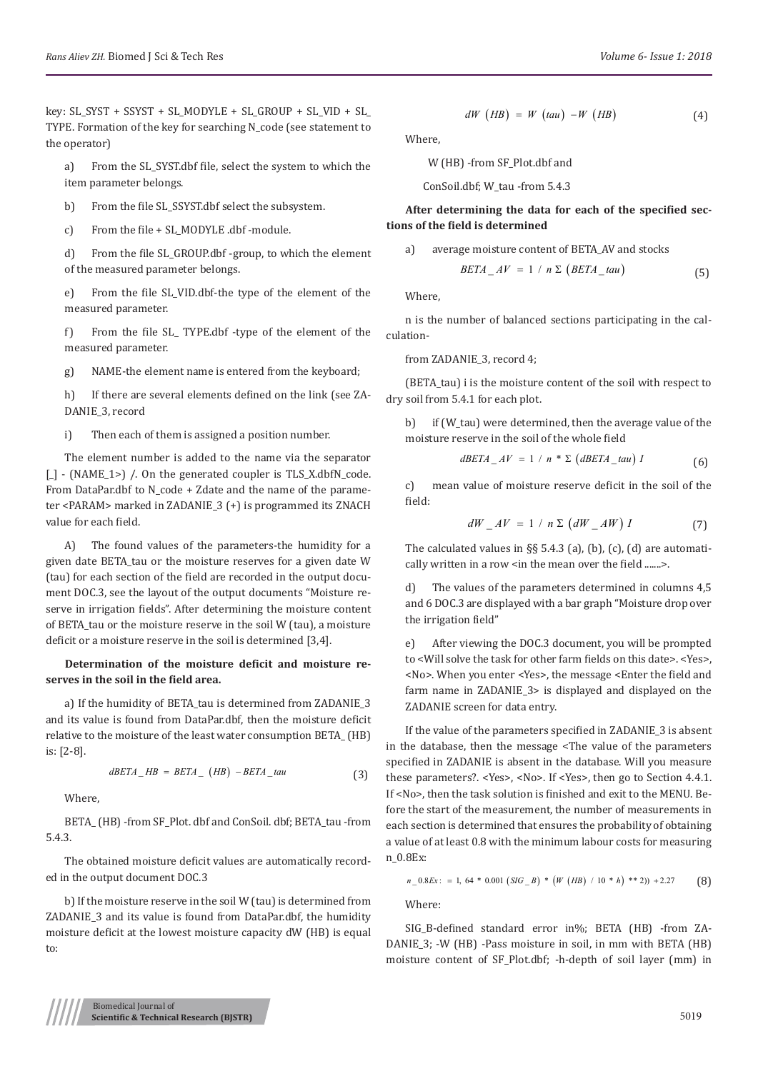key: SL_SYST + SSYST + SL_MODYLE + SL_GROUP + SL_VID + SL_TYPE. Formation of the key for searching N_code (see statement to the operator)

a) From the SL_SYST.dbf file, select the system to which the item parameter belongs.

b) From the file SL_SSYST.dbf select the subsystem.

c) From the file + SL_MODYLE .dbf -module.

d) From the file SL_GROUP.dbf -group, to which the element of the measured parameter belongs.

e) From the file SL_VID.dbf-the type of the element of the measured parameter.

f) From the file SL_ TYPE.dbf -type of the element of the measured parameter.

g) NAME-the element name is entered from the keyboard;

h) If there are several elements defined on the link (see ZADANIE_3, record

i) Then each of them is assigned a position number.

The element number is added to the name via the separator [_] - (NAME_1>) /. On the generated coupler is TLS_X.dbfN_code. From DataPar.dbf to N_code + Zdate and the name of the parameter <PARAM> marked in ZADANIE_3 (+) is programmed its ZNACH value for each field.

A) The found values of the parameters-the humidity for a given date BETA_tau or the moisture reserves for a given date W (tau) for each section of the field are recorded in the output document DOC.3, see the layout of the output documents "Moisture reserve in irrigation fields". After determining the moisture content of BETA_tau or the moisture reserve in the soil W (tau), a moisture deficit or a moisture reserve in the soil is determined [3,4].

**Determination of the moisture deficit and moisture reserves in the soil in the field area.**

a) If the humidity of BETA_tau is determined from ZADANIE_3 and its value is found from DataPar.dbf, then the moisture deficit relative to the moisture of the least water consumption BETA_ (HB) is: [2-8].

$$dBETA\_HB = BETA\_(HB) - BETA\_tau \tag{3}$$

Where,

BETA_ (HB) -from SF_Plot. dbf and ConSoil. dbf; BETA_tau -from 5.4.3.

The obtained moisture deficit values are automatically recorded in the output document DOC.3

b) If the moisture reserve in the soil W (tau) is determined from ZADANIE_3 and its value is found from DataPar.dbf, the humidity moisture deficit at the lowest moisture capacity dW (HB) is equal to:

$$dW(HB) = W(tau) - W(HB) \tag{4}$$

Where,

W (HB) -from SF_Plot.dbf and

ConSoil.dbf; W_tau -from 5.4.3

**After determining the data for each of the specified sections of the field is determined**

a) average moisture content of BETA_AV and stocks

$$BETA\_AV = 1/n\,\Sigma\,(BETA\_tau) \tag{5}$$

Where,

n is the number of balanced sections participating in the calculation-

from ZADANIE_3, record 4;

(BETA_tau) i is the moisture content of the soil with respect to dry soil from 5.4.1 for each plot.

b) if (W_tau) were determined, then the average value of the moisture reserve in the soil of the whole field

$$dBETA\_AV = 1/n * \Sigma\,(dBETA\_tau)\,I \tag{6}$$

c) mean value of moisture reserve deficit in the soil of the field:

$$dW\_AV = 1/n\,\Sigma\,(dW\_AW)\,I \tag{7}$$

The calculated values in §§ 5.4.3 (a), (b), (c), (d) are automatically written in a row <in the mean over the field .......>.

d) The values of the parameters determined in columns 4,5 and 6 DOC.3 are displayed with a bar graph "Moisture drop over the irrigation field"

e) After viewing the DOC.3 document, you will be prompted to <Will solve the task for other farm fields on this date>. <Yes>, <No>. When you enter <Yes>, the message <Enter the field and farm name in ZADANIE_3> is displayed and displayed on the ZADANIE screen for data entry.

If the value of the parameters specified in ZADANIE_3 is absent in the database, then the message <The value of the parameters specified in ZADANIE is absent in the database. Will you measure these parameters?. <Yes>, <No>. If <Yes>, then go to Section 4.4.1. If <No>, then the task solution is finished and exit to the MENU. Before the start of the measurement, the number of measurements in each section is determined that ensures the probability of obtaining a value of at least 0.8 with the minimum labour costs for measuring n_0.8Ex:

$$n\_0.8Ex := 1,64 * 0.001\,(SIG\_B) * (W\,(HB)\,/\,10 * h) ** 2)) + 2.27 \tag{8}$$

Where:

SIG_B-defined standard error in%; BETA (HB) -from ZADANIE_3; -W (HB) -Pass moisture in soil, in mm with BETA (HB) moisture content of SF_Plot.dbf; -h-depth of soil layer (mm) in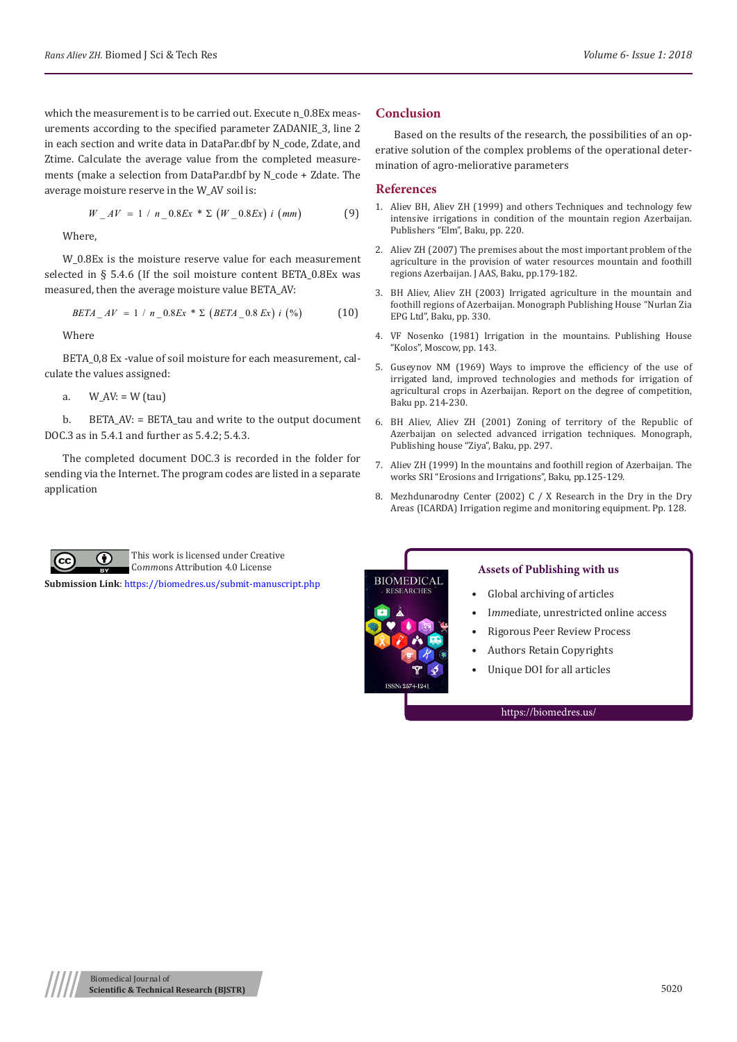which the measurement is to be carried out. Execute n_0.8Ex measurements according to the specified parameter ZADANIE_3, line 2 in each section and write data in DataPar.dbf by N_code, Zdate, and Ztime. Calculate the average value from the completed measurements (make a selection from DataPar.dbf by N_code + Zdate. The average moisture reserve in the W_AV soil is:

$$W\_AV = 1 / n\_0.8Ex * \Sigma \left(W\_0.8Ex\right) i \ (mm) \quad (9)$$

Where,

W_0.8Ex is the moisture reserve value for each measurement selected in § 5.4.6 (If the soil moisture content BETA_0.8Ex was measured, then the average moisture value BETA_AV:

$$BETA\_AV = 1 / n\_0.8Ex * \Sigma \left(BETA\_0.8 \ Ex\right) i \ (\%) \quad (10)$$

Where

BETA_0,8 Ex -value of soil moisture for each measurement, calculate the values assigned:

a. W_AV: = W (tau)

b. BETA_AV: = BETA_tau and write to the output document DOC.3 as in 5.4.1 and further as 5.4.2; 5.4.3.

The completed document DOC.3 is recorded in the folder for sending via the Internet. The program codes are listed in a separate application

## Conclusion

Based on the results of the research, the possibilities of an operative solution of the complex problems of the operational determination of agro-meliorative parameters

## References

1. Aliev BH, Aliev ZH (1999) and others Techniques and technology few intensive irrigations in condition of the mountain region Azerbaijan. Publishers "Elm", Baku, pp. 220.
2. Aliev ZH (2007) The premises about the most important problem of the agriculture in the provision of water resources mountain and foothill regions Azerbaijan. J AAS, Baku, pp.179-182.
3. BH Aliev, Aliev ZH (2003) Irrigated agriculture in the mountain and foothill regions of Azerbaijan. Monograph Publishing House "Nurlan Zia EPG Ltd", Baku, pp. 330.
4. VF Nosenko (1981) Irrigation in the mountains. Publishing House "Kolos", Moscow, pp. 143.
5. Guseynov NM (1969) Ways to improve the efficiency of the use of irrigated land, improved technologies and methods for irrigation of agricultural crops in Azerbaijan. Report on the degree of competition, Baku pp. 214-230.
6. BH Aliev, Aliev ZH (2001) Zoning of territory of the Republic of Azerbaijan on selected advanced irrigation techniques. Monograph, Publishing house "Ziya", Baku, pp. 297.
7. Aliev ZH (1999) In the mountains and foothill region of Azerbaijan. The works SRI "Erosions and Irrigations", Baku, pp.125-129.
8. Mezhdunarodny Center (2002) C / X Research in the Dry in the Dry Areas (ICARDA) Irrigation regime and monitoring equipment. Pp. 128.

This work is licensed under Creative Commons Attribution 4.0 License

**Submission Link**: https://biomedres.us/submit-manuscript.php

**Assets of Publishing with us**

- Global archiving of articles
- Immediate, unrestricted online access
- Rigorous Peer Review Process
- Authors Retain Copyrights
- Unique DOI for all articles

https://biomedres.us/